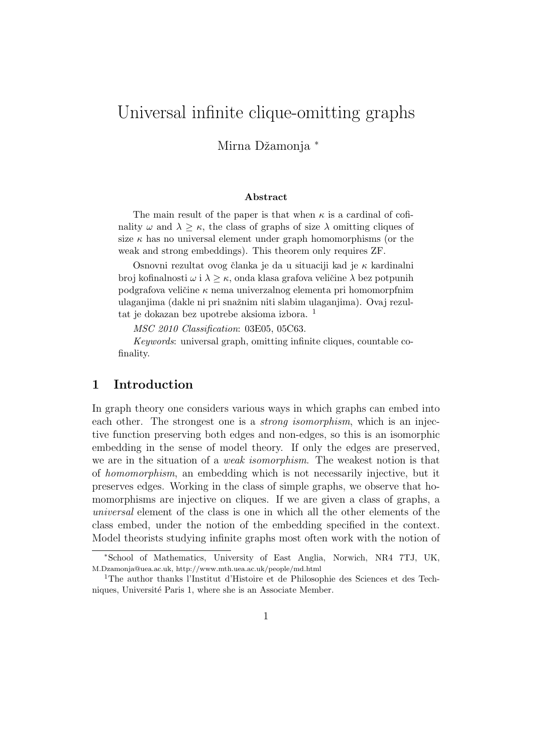# Universal infinite clique-omitting graphs

Mirna Džamonja [*]

### Abstract

The main result of the paper is that when $\kappa$ is a cardinal of cofinality $\omega$ and $\lambda \geq \kappa$, the class of graphs of size $\lambda$ omitting cliques of size $\kappa$ has no universal element under graph homomorphisms (or the weak and strong embeddings). This theorem only requires ZF.

Osnovni rezultat ovog članka je da u situaciji kad je $\kappa$ kardinalni broj kofinalnosti $\omega$ i $\lambda \geq \kappa$, onda klasa grafova veličine $\lambda$ bez potpunih podgrafova veličine $\kappa$ nema univerzalnog elementa pri homomorpfnim ulaganjima (dakle ni pri snažnim niti slabim ulaganjima). Ovaj rezultat je dokazan bez upotrebe aksioma izbora. [1]

*MSC 2010 Classification*: 03E05, 05C63.

*Keywords*: universal graph, omitting infinite cliques, countable cofinality.

## 1 Introduction

In graph theory one considers various ways in which graphs can embed into each other. The strongest one is a *strong isomorphism*, which is an injective function preserving both edges and non-edges, so this is an isomorphic embedding in the sense of model theory. If only the edges are preserved, we are in the situation of a *weak isomorphism*. The weakest notion is that of *homomorphism*, an embedding which is not necessarily injective, but it preserves edges. Working in the class of simple graphs, we observe that homomorphisms are injective on cliques. If we are given a class of graphs, a *universal* element of the class is one in which all the other elements of the class embed, under the notion of the embedding specified in the context. Model theorists studying infinite graphs most often work with the notion of

[*] School of Mathematics, University of East Anglia, Norwich, NR4 7TJ, UK, M.Dzamonja@uea.ac.uk, http://www.mth.uea.ac.uk/people/md.html

[1] The author thanks l'Institut d'Histoire et de Philosophie des Sciences et des Techniques, Université Paris 1, where she is an Associate Member.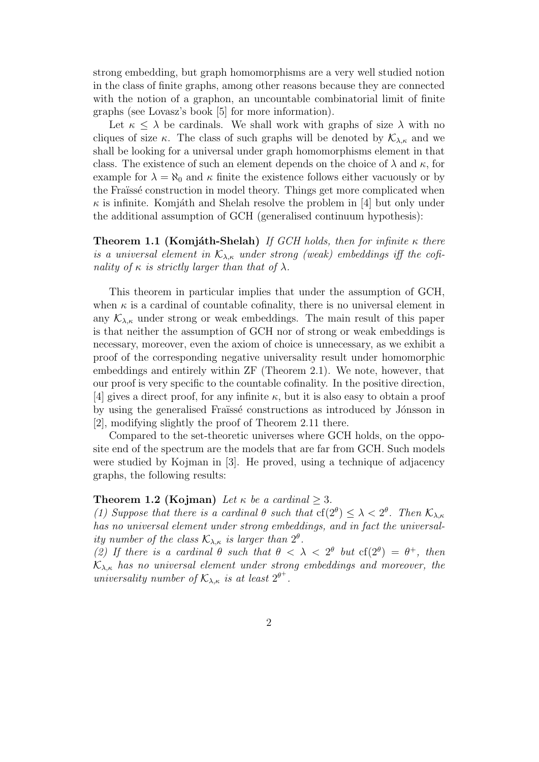strong embedding, but graph homomorphisms are a very well studied notion in the class of finite graphs, among other reasons because they are connected with the notion of a graphon, an uncountable combinatorial limit of finite graphs (see Lovasz's book [5] for more information).

Let $\kappa \leq \lambda$ be cardinals. We shall work with graphs of size $\lambda$ with no cliques of size $\kappa$. The class of such graphs will be denoted by $\mathcal{K}_{\lambda,\kappa}$ and we shall be looking for a universal under graph homomorphisms element in that class. The existence of such an element depends on the choice of $\lambda$ and $\kappa$, for example for $\lambda = \aleph_0$ and $\kappa$ finite the existence follows either vacuously or by the Fraïssé construction in model theory. Things get more complicated when $\kappa$ is infinite. Komjáth and Shelah resolve the problem in [4] but only under the additional assumption of GCH (generalised continuum hypothesis):

**Theorem 1.1 (Komjáth-Shelah)** *If GCH holds, then for infinite $\kappa$ there is a universal element in $\mathcal{K}_{\lambda,\kappa}$ under strong (weak) embeddings iff the cofinality of $\kappa$ is strictly larger than that of $\lambda$.*

This theorem in particular implies that under the assumption of GCH, when $\kappa$ is a cardinal of countable cofinality, there is no universal element in any $\mathcal{K}_{\lambda,\kappa}$ under strong or weak embeddings. The main result of this paper is that neither the assumption of GCH nor of strong or weak embeddings is necessary, moreover, even the axiom of choice is unnecessary, as we exhibit a proof of the corresponding negative universality result under homomorphic embeddings and entirely within ZF (Theorem 2.1). We note, however, that our proof is very specific to the countable cofinality. In the positive direction, [4] gives a direct proof, for any infinite $\kappa$, but it is also easy to obtain a proof by using the generalised Fraïssé constructions as introduced by Jónsson in [2], modifying slightly the proof of Theorem 2.11 there.

Compared to the set-theoretic universes where GCH holds, on the opposite end of the spectrum are the models that are far from GCH. Such models were studied by Kojman in [3]. He proved, using a technique of adjacency graphs, the following results:

**Theorem 1.2 (Kojman)** *Let $\kappa$ be a cardinal $\geq 3$.*
*(1) Suppose that there is a cardinal $\theta$ such that $\mathrm{cf}(2^\theta) \leq \lambda < 2^\theta$. Then $\mathcal{K}_{\lambda,\kappa}$ has no universal element under strong embeddings, and in fact the universality number of the class $\mathcal{K}_{\lambda,\kappa}$ is larger than $2^\theta$.*
*(2) If there is a cardinal $\theta$ such that $\theta < \lambda < 2^\theta$ but $\mathrm{cf}(2^\theta) = \theta^+$, then $\mathcal{K}_{\lambda,\kappa}$ has no universal element under strong embeddings and moreover, the universality number of $\mathcal{K}_{\lambda,\kappa}$ is at least $2^{\theta^+}$.*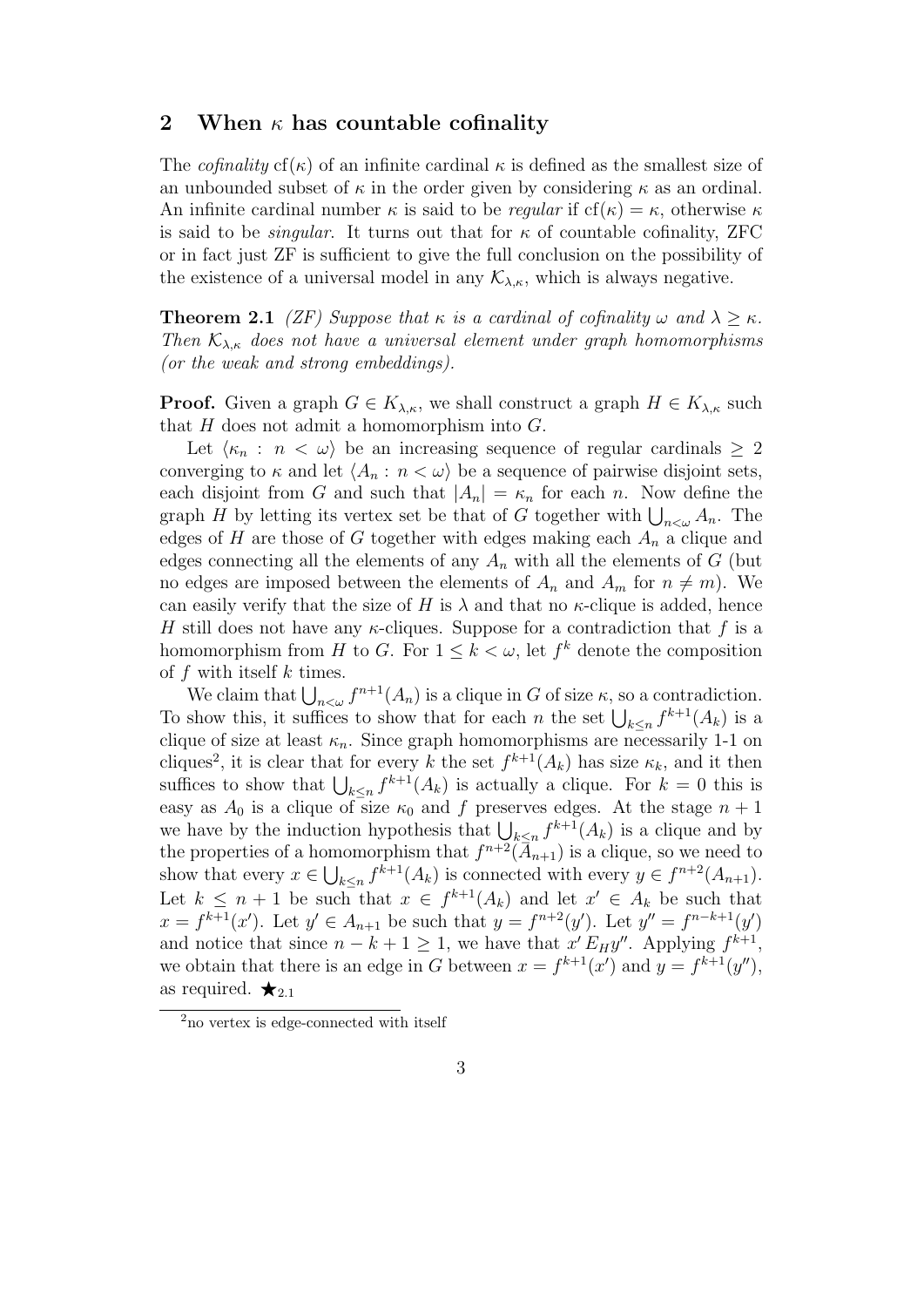## 2 When $\kappa$ has countable cofinality

The *cofinality* $\mathrm{cf}(\kappa)$ of an infinite cardinal $\kappa$ is defined as the smallest size of an unbounded subset of $\kappa$ in the order given by considering $\kappa$ as an ordinal. An infinite cardinal number $\kappa$ is said to be *regular* if $\mathrm{cf}(\kappa) = \kappa$, otherwise $\kappa$ is said to be *singular*. It turns out that for $\kappa$ of countable cofinality, ZFC or in fact just ZF is sufficient to give the full conclusion on the possibility of the existence of a universal model in any $\mathcal{K}_{\lambda,\kappa}$, which is always negative.

**Theorem 2.1** *(ZF) Suppose that $\kappa$ is a cardinal of cofinality $\omega$ and $\lambda \geq \kappa$. Then $\mathcal{K}_{\lambda,\kappa}$ does not have a universal element under graph homomorphisms (or the weak and strong embeddings).*

**Proof.** Given a graph $G \in K_{\lambda,\kappa}$, we shall construct a graph $H \in K_{\lambda,\kappa}$ such that $H$ does not admit a homomorphism into $G$.

Let $\langle \kappa_n : n < \omega \rangle$ be an increasing sequence of regular cardinals $\geq 2$ converging to $\kappa$ and let $\langle A_n : n < \omega \rangle$ be a sequence of pairwise disjoint sets, each disjoint from $G$ and such that $|A_n| = \kappa_n$ for each $n$. Now define the graph $H$ by letting its vertex set be that of $G$ together with $\bigcup_{n<\omega} A_n$. The edges of $H$ are those of $G$ together with edges making each $A_n$ a clique and edges connecting all the elements of any $A_n$ with all the elements of $G$ (but no edges are imposed between the elements of $A_n$ and $A_m$ for $n \neq m$). We can easily verify that the size of $H$ is $\lambda$ and that no $\kappa$-clique is added, hence $H$ still does not have any $\kappa$-cliques. Suppose for a contradiction that $f$ is a homomorphism from $H$ to $G$. For $1 \leq k < \omega$, let $f^k$ denote the composition of $f$ with itself $k$ times.

We claim that $\bigcup_{n<\omega} f^{n+1}(A_n)$ is a clique in $G$ of size $\kappa$, so a contradiction. To show this, it suffices to show that for each $n$ the set $\bigcup_{k\leq n} f^{k+1}(A_k)$ is a clique of size at least $\kappa_n$. Since graph homomorphisms are necessarily 1-1 on cliques[2], it is clear that for every $k$ the set $f^{k+1}(A_k)$ has size $\kappa_k$, and it then suffices to show that $\bigcup_{k\leq n} f^{k+1}(A_k)$ is actually a clique. For $k = 0$ this is easy as $A_0$ is a clique of size $\kappa_0$ and $f$ preserves edges. At the stage $n+1$ we have by the induction hypothesis that $\bigcup_{k\leq n} f^{k+1}(A_k)$ is a clique and by the properties of a homomorphism that $f^{n+2}(A_{n+1})$ is a clique, so we need to show that every $x \in \bigcup_{k\leq n} f^{k+1}(A_k)$ is connected with every $y \in f^{n+2}(A_{n+1})$. Let $k \leq n+1$ be such that $x \in f^{k+1}(A_k)$ and let $x' \in A_k$ be such that $x = f^{k+1}(x')$. Let $y' \in A_{n+1}$ be such that $y = f^{n+2}(y')$. Let $y'' = f^{n-k+1}(y')$ and notice that since $n-k+1 \geq 1$, we have that $x' \, E_H y''$. Applying $f^{k+1}$, we obtain that there is an edge in $G$ between $x = f^{k+1}(x')$ and $y = f^{k+1}(y'')$, as required. $\bigstar_{2.1}$

[2] no vertex is edge-connected with itself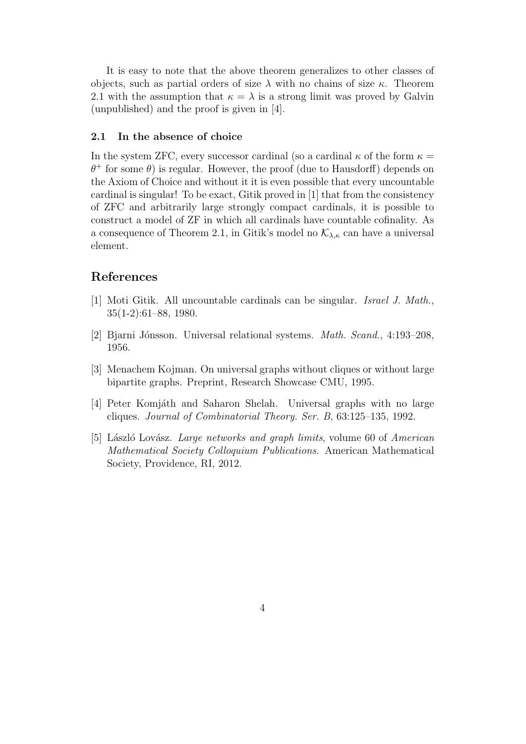It is easy to note that the above theorem generalizes to other classes of objects, such as partial orders of size $\lambda$ with no chains of size $\kappa$. Theorem 2.1 with the assumption that $\kappa = \lambda$ is a strong limit was proved by Galvin (unpublished) and the proof is given in [4].

### 2.1 In the absence of choice

In the system ZFC, every successor cardinal (so a cardinal $\kappa$ of the form $\kappa = \theta^+$ for some $\theta$) is regular. However, the proof (due to Hausdorff) depends on the Axiom of Choice and without it it is even possible that every uncountable cardinal is singular! To be exact, Gitik proved in [1] that from the consistency of ZFC and arbitrarily large strongly compact cardinals, it is possible to construct a model of ZF in which all cardinals have countable cofinality. As a consequence of Theorem 2.1, in Gitik's model no $\mathcal{K}_{\lambda,\kappa}$ can have a universal element.

## References

[1] Moti Gitik. All uncountable cardinals can be singular. *Israel J. Math.*, 35(1-2):61–88, 1980.

[2] Bjarni Jónsson. Universal relational systems. *Math. Scand.*, 4:193–208, 1956.

[3] Menachem Kojman. On universal graphs without cliques or without large bipartite graphs. Preprint, Research Showcase CMU, 1995.

[4] Peter Komjáth and Saharon Shelah. Universal graphs with no large cliques. *Journal of Combinatorial Theory. Ser. B*, 63:125–135, 1992.

[5] László Lovász. *Large networks and graph limits*, volume 60 of *American Mathematical Society Colloquium Publications*. American Mathematical Society, Providence, RI, 2012.